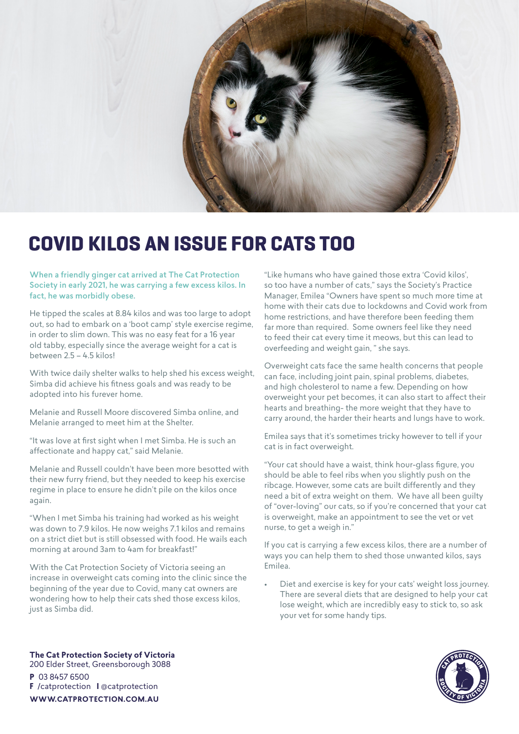# COVID KILOS AN ISSUE FOR CATS TOO

**When a friendly ginger cat arrived at The Cat Protection Society in early 2021, he was carrying a few excess kilos. In fact, he was morbidly obese.**

He tipped the scales at 8.84 kilos and was too large to adopt out, so had to embark on a 'boot camp' style exercise regime, in order to slim down. This was no easy feat for a 16 year old tabby, especially since the average weight for a cat is between 2.5 – 4.5 kilos!

With twice daily shelter walks to help shed his excess weight, Simba did achieve his fitness goals and was ready to be adopted into his furever home.

Melanie and Russell Moore discovered Simba online, and Melanie arranged to meet him at the Shelter.

"It was love at first sight when I met Simba. He is such an affectionate and happy cat," said Melanie.

Melanie and Russell couldn't have been more besotted with their new furry friend, but they needed to keep his exercise regime in place to ensure he didn't pile on the kilos once again.

"When I met Simba his training had worked as his weight was down to 7.9 kilos. He now weighs 7.1 kilos and remains on a strict diet but is still obsessed with food. He wails each morning at around 3am to 4am for breakfast!"

With the Cat Protection Society of Victoria seeing an increase in overweight cats coming into the clinic since the beginning of the year due to Covid, many cat owners are wondering how to help their cats shed those excess kilos, just as Simba did.

"Like humans who have gained those extra 'Covid kilos', so too have a number of cats," says the Society's Practice Manager, Emilea "Owners have spent so much more time at home with their cats due to lockdowns and Covid work from home restrictions, and have therefore been feeding them far more than required. Some owners feel like they need to feed their cat every time it meows, but this can lead to overfeeding and weight gain, " she says.

Overweight cats face the same health concerns that people can face, including joint pain, spinal problems, diabetes, and high cholesterol to name a few. Depending on how overweight your pet becomes, it can also start to affect their hearts and breathing- the more weight that they have to carry around, the harder their hearts and lungs have to work.

Emilea says that it's sometimes tricky however to tell if your cat is in fact overweight.

"Your cat should have a waist, think hour-glass figure, you should be able to feel ribs when you slightly push on the ribcage. However, some cats are built differently and they need a bit of extra weight on them. We have all been guilty of "over-loving" our cats, so if you're concerned that your cat is overweight, make an appointment to see the vet or vet nurse, to get a weigh in."

If you cat is carrying a few excess kilos, there are a number of ways you can help them to shed those unwanted kilos, says Emilea.

- Diet and exercise is key for your cats' weight loss journey. There are several diets that are designed to help your cat lose weight, which are incredibly easy to stick to, so ask your vet for some handy tips.

**The Cat Protection Society of Victoria**
200 Elder Street, Greensborough 3088
**P** 03 8457 6500
**F** /catprotection **I** @catprotection
**WWW.CATPROTECTION.COM.AU**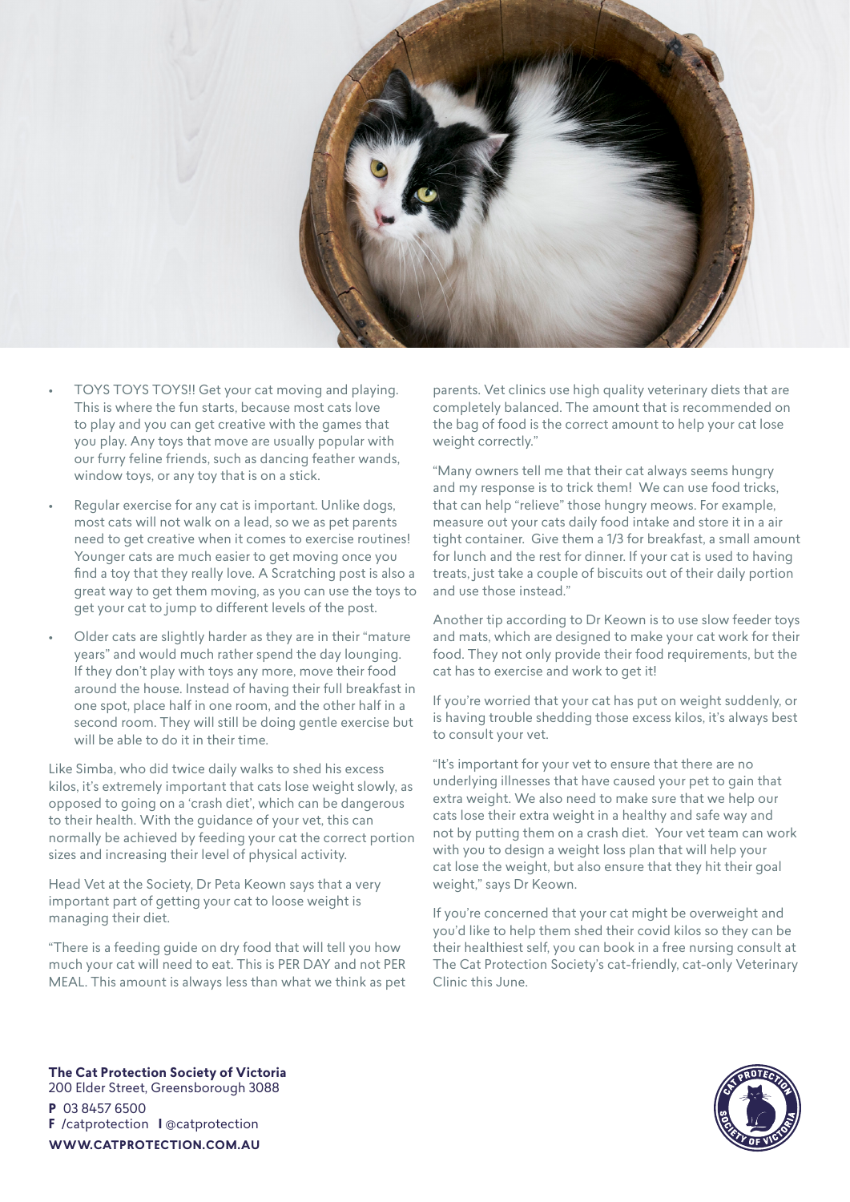- TOYS TOYS TOYS!! Get your cat moving and playing. This is where the fun starts, because most cats love to play and you can get creative with the games that you play. Any toys that move are usually popular with our furry feline friends, such as dancing feather wands, window toys, or any toy that is on a stick.
- Regular exercise for any cat is important. Unlike dogs, most cats will not walk on a lead, so we as pet parents need to get creative when it comes to exercise routines! Younger cats are much easier to get moving once you find a toy that they really love. A Scratching post is also a great way to get them moving, as you can use the toys to get your cat to jump to different levels of the post.
- Older cats are slightly harder as they are in their "mature years" and would much rather spend the day lounging. If they don't play with toys any more, move their food around the house. Instead of having their full breakfast in one spot, place half in one room, and the other half in a second room. They will still be doing gentle exercise but will be able to do it in their time.

Like Simba, who did twice daily walks to shed his excess kilos, it's extremely important that cats lose weight slowly, as opposed to going on a 'crash diet', which can be dangerous to their health. With the guidance of your vet, this can normally be achieved by feeding your cat the correct portion sizes and increasing their level of physical activity.

Head Vet at the Society, Dr Peta Keown says that a very important part of getting your cat to loose weight is managing their diet.

"There is a feeding guide on dry food that will tell you how much your cat will need to eat. This is PER DAY and not PER MEAL. This amount is always less than what we think as pet parents. Vet clinics use high quality veterinary diets that are completely balanced. The amount that is recommended on the bag of food is the correct amount to help your cat lose weight correctly."

"Many owners tell me that their cat always seems hungry and my response is to trick them! We can use food tricks, that can help "relieve" those hungry meows. For example, measure out your cats daily food intake and store it in a air tight container. Give them a 1/3 for breakfast, a small amount for lunch and the rest for dinner. If your cat is used to having treats, just take a couple of biscuits out of their daily portion and use those instead."

Another tip according to Dr Keown is to use slow feeder toys and mats, which are designed to make your cat work for their food. They not only provide their food requirements, but the cat has to exercise and work to get it!

If you're worried that your cat has put on weight suddenly, or is having trouble shedding those excess kilos, it's always best to consult your vet.

"It's important for your vet to ensure that there are no underlying illnesses that have caused your pet to gain that extra weight. We also need to make sure that we help our cats lose their extra weight in a healthy and safe way and not by putting them on a crash diet. Your vet team can work with you to design a weight loss plan that will help your cat lose the weight, but also ensure that they hit their goal weight," says Dr Keown.

If you're concerned that your cat might be overweight and you'd like to help them shed their covid kilos so they can be their healthiest self, you can book in a free nursing consult at The Cat Protection Society's cat-friendly, cat-only Veterinary Clinic this June.

**The Cat Protection Society of Victoria**
200 Elder Street, Greensborough 3088

**P** 03 8457 6500
**F** /catprotection **I** @catprotection
**WWW.CATPROTECTION.COM.AU**